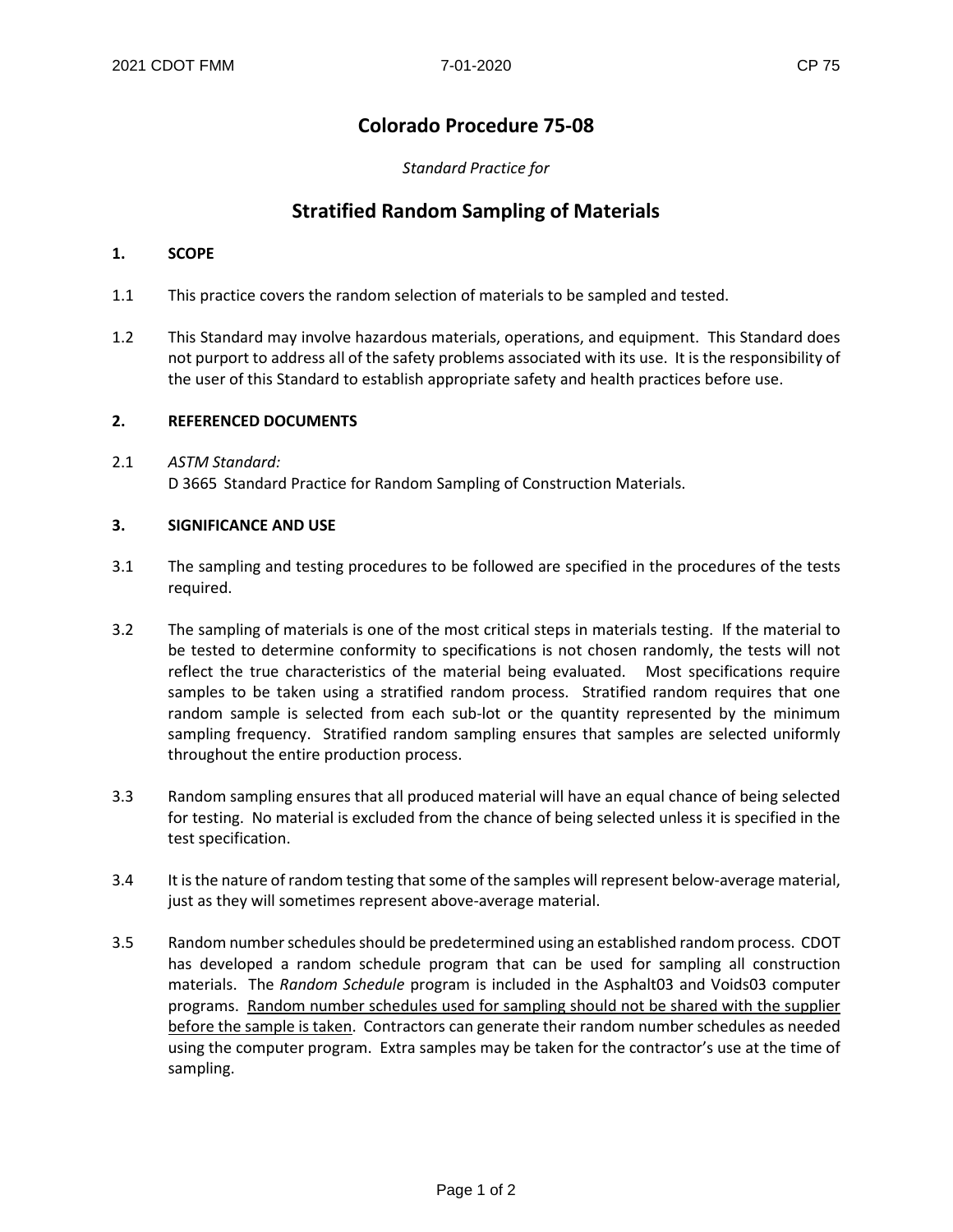# Colorado Procedure 75-08

*Standard Practice for*

# Stratified Random Sampling of Materials

## 1. SCOPE

1.1 This practice covers the random selection of materials to be sampled and tested.

1.2 This Standard may involve hazardous materials, operations, and equipment. This Standard does not purport to address all of the safety problems associated with its use. It is the responsibility of the user of this Standard to establish appropriate safety and health practices before use.

## 2. REFERENCED DOCUMENTS

2.1 *ASTM Standard:*
D 3665 Standard Practice for Random Sampling of Construction Materials.

## 3. SIGNIFICANCE AND USE

3.1 The sampling and testing procedures to be followed are specified in the procedures of the tests required.

3.2 The sampling of materials is one of the most critical steps in materials testing. If the material to be tested to determine conformity to specifications is not chosen randomly, the tests will not reflect the true characteristics of the material being evaluated. Most specifications require samples to be taken using a stratified random process. Stratified random requires that one random sample is selected from each sub-lot or the quantity represented by the minimum sampling frequency. Stratified random sampling ensures that samples are selected uniformly throughout the entire production process.

3.3 Random sampling ensures that all produced material will have an equal chance of being selected for testing. No material is excluded from the chance of being selected unless it is specified in the test specification.

3.4 It is the nature of random testing that some of the samples will represent below-average material, just as they will sometimes represent above-average material.

3.5 Random number schedules should be predetermined using an established random process. CDOT has developed a random schedule program that can be used for sampling all construction materials. The *Random Schedule* program is included in the Asphalt03 and Voids03 computer programs. <u>Random number schedules used for sampling should not be shared with the supplier before the sample is taken</u>. Contractors can generate their random number schedules as needed using the computer program. Extra samples may be taken for the contractor's use at the time of sampling.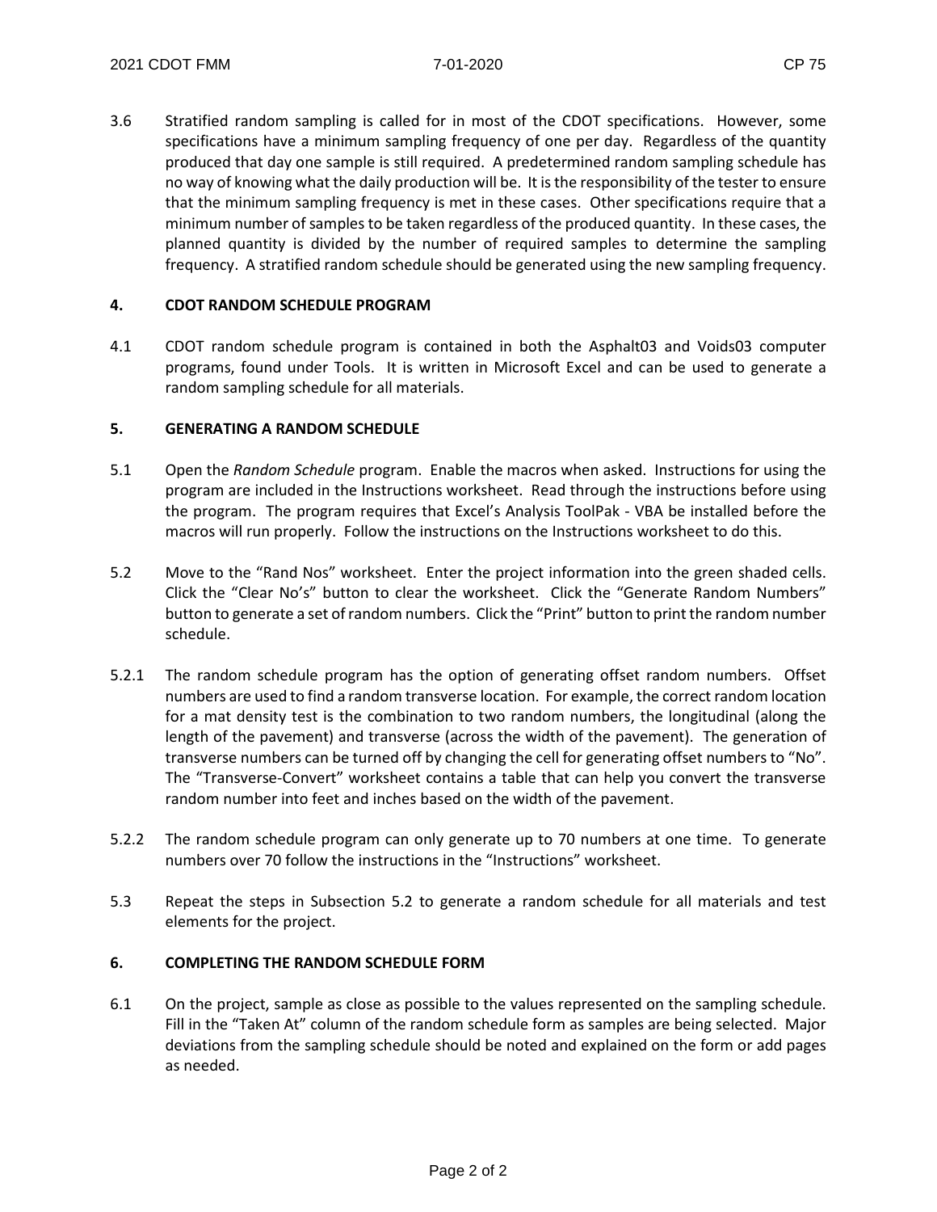3.6 Stratified random sampling is called for in most of the CDOT specifications. However, some specifications have a minimum sampling frequency of one per day. Regardless of the quantity produced that day one sample is still required. A predetermined random sampling schedule has no way of knowing what the daily production will be. It is the responsibility of the tester to ensure that the minimum sampling frequency is met in these cases. Other specifications require that a minimum number of samples to be taken regardless of the produced quantity. In these cases, the planned quantity is divided by the number of required samples to determine the sampling frequency. A stratified random schedule should be generated using the new sampling frequency.

## 4. CDOT RANDOM SCHEDULE PROGRAM

4.1 CDOT random schedule program is contained in both the Asphalt03 and Voids03 computer programs, found under Tools. It is written in Microsoft Excel and can be used to generate a random sampling schedule for all materials.

## 5. GENERATING A RANDOM SCHEDULE

5.1 Open the *Random Schedule* program. Enable the macros when asked. Instructions for using the program are included in the Instructions worksheet. Read through the instructions before using the program. The program requires that Excel's Analysis ToolPak - VBA be installed before the macros will run properly. Follow the instructions on the Instructions worksheet to do this.

5.2 Move to the "Rand Nos" worksheet. Enter the project information into the green shaded cells. Click the "Clear No's" button to clear the worksheet. Click the "Generate Random Numbers" button to generate a set of random numbers. Click the "Print" button to print the random number schedule.

5.2.1 The random schedule program has the option of generating offset random numbers. Offset numbers are used to find a random transverse location. For example, the correct random location for a mat density test is the combination to two random numbers, the longitudinal (along the length of the pavement) and transverse (across the width of the pavement). The generation of transverse numbers can be turned off by changing the cell for generating offset numbers to "No". The "Transverse-Convert" worksheet contains a table that can help you convert the transverse random number into feet and inches based on the width of the pavement.

5.2.2 The random schedule program can only generate up to 70 numbers at one time. To generate numbers over 70 follow the instructions in the "Instructions" worksheet.

5.3 Repeat the steps in Subsection 5.2 to generate a random schedule for all materials and test elements for the project.

## 6. COMPLETING THE RANDOM SCHEDULE FORM

6.1 On the project, sample as close as possible to the values represented on the sampling schedule. Fill in the "Taken At" column of the random schedule form as samples are being selected. Major deviations from the sampling schedule should be noted and explained on the form or add pages as needed.